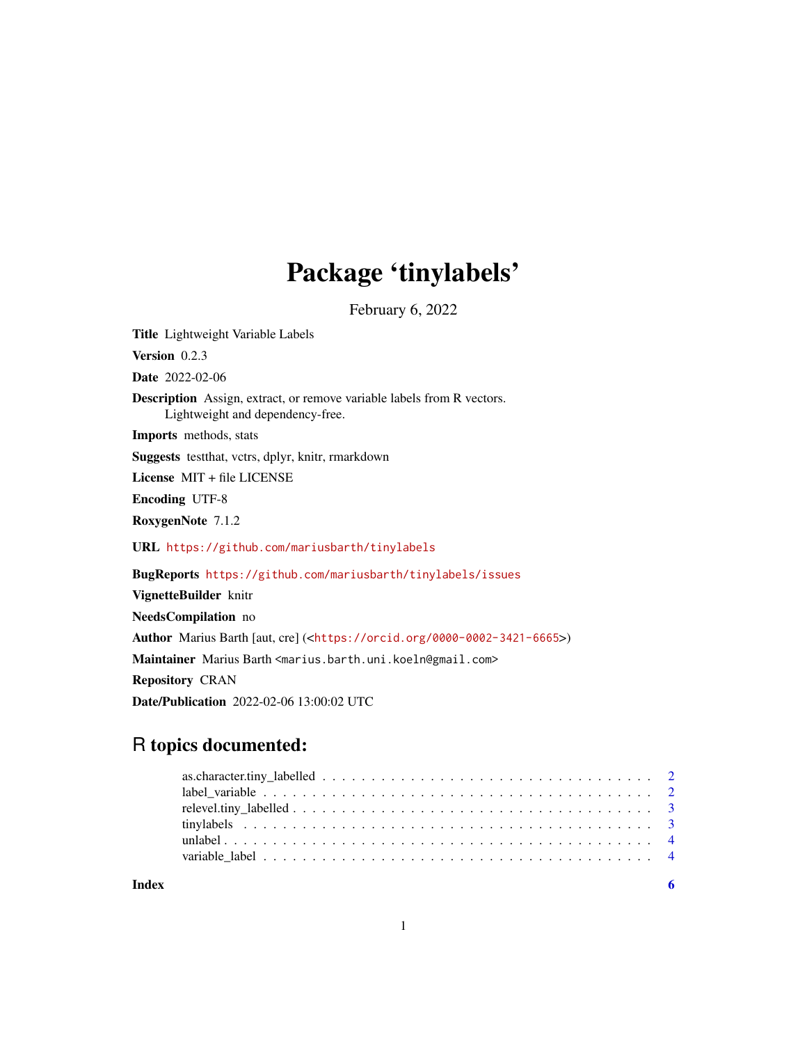# Package 'tinylabels'

February 6, 2022

**Title** Lightweight Variable Labels

**Version** 0.2.3

**Date** 2022-02-06

**Description** Assign, extract, or remove variable labels from R vectors. Lightweight and dependency-free.

**Imports** methods, stats

**Suggests** testthat, vctrs, dplyr, knitr, rmarkdown

**License** MIT + file LICENSE

**Encoding** UTF-8

**RoxygenNote** 7.1.2

**URL** https://github.com/mariusbarth/tinylabels

**BugReports** https://github.com/mariusbarth/tinylabels/issues

**VignetteBuilder** knitr

**NeedsCompilation** no

**Author** Marius Barth [aut, cre] (<https://orcid.org/0000-0002-3421-6665>)

**Maintainer** Marius Barth <marius.barth.uni.koeln@gmail.com>

**Repository** CRAN

**Date/Publication** 2022-02-06 13:00:02 UTC

## R topics documented:

- as.character.tiny_labelled . . . . . . . . . . 2
- label_variable . . . . . . . . . . 2
- relevel.tiny_labelled . . . . . . . . . . 3
- tinylabels . . . . . . . . . . 3
- unlabel . . . . . . . . . . 4
- variable_label . . . . . . . . . . 4

**Index** 6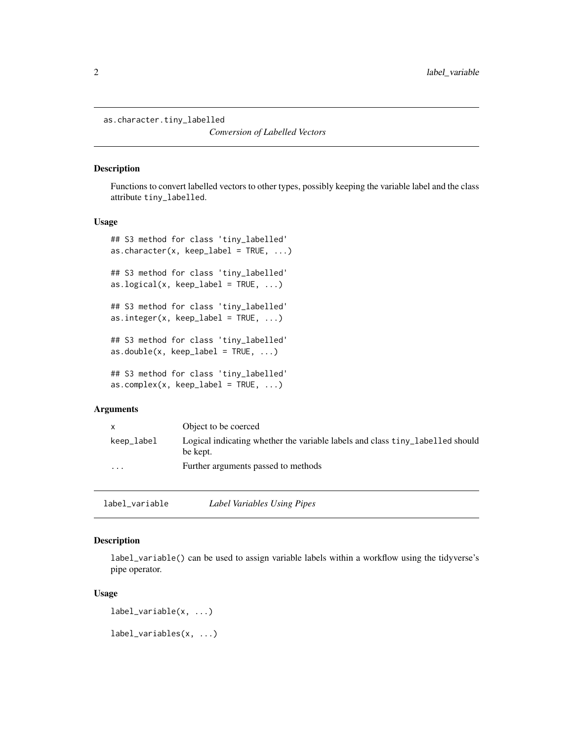## as.character.tiny_labelled

*Conversion of Labelled Vectors*

### Description

Functions to convert labelled vectors to other types, possibly keeping the variable label and the class attribute `tiny_labelled`.

### Usage

```
## S3 method for class 'tiny_labelled'
as.character(x, keep_label = TRUE, ...)

## S3 method for class 'tiny_labelled'
as.logical(x, keep_label = TRUE, ...)

## S3 method for class 'tiny_labelled'
as.integer(x, keep_label = TRUE, ...)

## S3 method for class 'tiny_labelled'
as.double(x, keep_label = TRUE, ...)

## S3 method for class 'tiny_labelled'
as.complex(x, keep_label = TRUE, ...)
```

### Arguments

| | |
|---|---|
| `x` | Object to be coerced |
| `keep_label` | Logical indicating whether the variable labels and class `tiny_labelled` should be kept. |
| `...` | Further arguments passed to methods |

## label_variable

*Label Variables Using Pipes*

### Description

`label_variable()` can be used to assign variable labels within a workflow using the tidyverse's pipe operator.

### Usage

```
label_variable(x, ...)

label_variables(x, ...)
```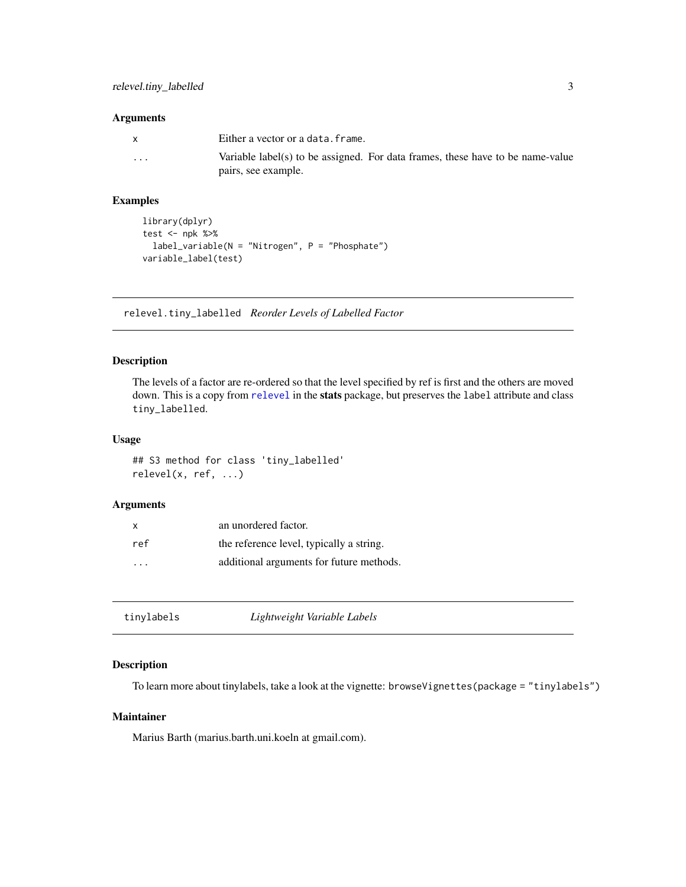### Arguments

| | |
|---|---|
| x | Either a vector or a `data.frame`. |
| ... | Variable label(s) to be assigned. For data frames, these have to be name-value pairs, see example. |

### Examples

```
library(dplyr)
test <- npk %>%
  label_variable(N = "Nitrogen", P = "Phosphate")
variable_label(test)
```

---

## relevel.tiny_labelled *Reorder Levels of Labelled Factor*

### Description

The levels of a factor are re-ordered so that the level specified by ref is first and the others are moved down. This is a copy from relevel in the **stats** package, but preserves the `label` attribute and class `tiny_labelled`.

### Usage

```
## S3 method for class 'tiny_labelled'
relevel(x, ref, ...)
```

### Arguments

| | |
|---|---|
| x | an unordered factor. |
| ref | the reference level, typically a string. |
| ... | additional arguments for future methods. |

---

## tinylabels *Lightweight Variable Labels*

### Description

To learn more about tinylabels, take a look at the vignette: `browseVignettes(package = "tinylabels")`

### Maintainer

Marius Barth (marius.barth.uni.koeln at gmail.com).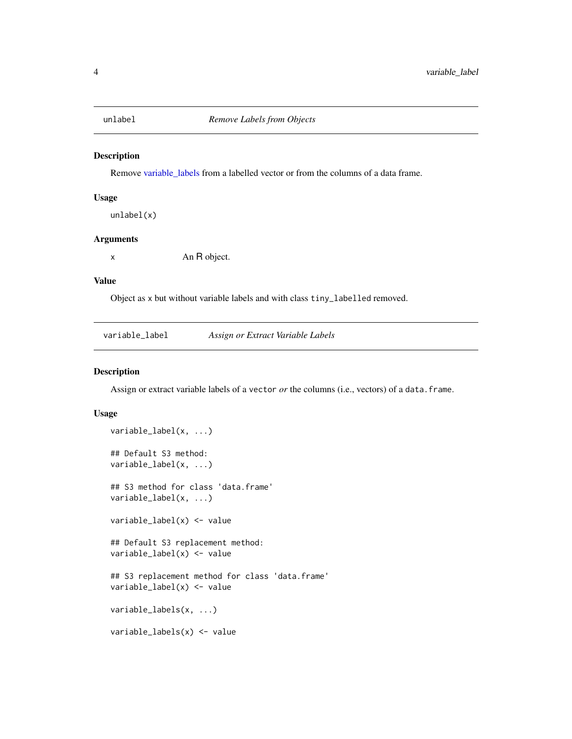# unlabel — *Remove Labels from Objects*

## Description

Remove variable_labels from a labelled vector or from the columns of a data frame.

## Usage

```
unlabel(x)
```

## Arguments

| | |
|---|---|
| x | An R object. |

## Value

Object as x but without variable labels and with class tiny_labelled removed.

# variable_label — *Assign or Extract Variable Labels*

## Description

Assign or extract variable labels of a vector *or* the columns (i.e., vectors) of a data.frame.

## Usage

```
variable_label(x, ...)

## Default S3 method:
variable_label(x, ...)

## S3 method for class 'data.frame'
variable_label(x, ...)

variable_label(x) <- value

## Default S3 replacement method:
variable_label(x) <- value

## S3 replacement method for class 'data.frame'
variable_label(x) <- value

variable_labels(x, ...)

variable_labels(x) <- value
```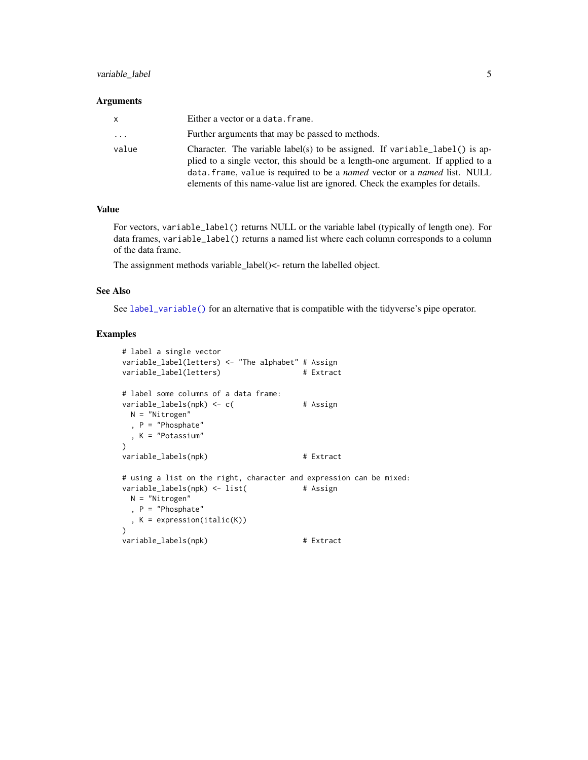### Arguments

| | |
|---|---|
| `x` | Either a vector or a `data.frame`. |
| `...` | Further arguments that may be passed to methods. |
| `value` | Character. The variable label(s) to be assigned. If `variable_label()` is applied to a single vector, this should be a length-one argument. If applied to a `data.frame`, `value` is required to be a *named* vector or a *named* list. NULL elements of this name-value list are ignored. Check the examples for details. |

### Value

For vectors, `variable_label()` returns NULL or the variable label (typically of length one). For data frames, `variable_label()` returns a named list where each column corresponds to a column of the data frame.

The assignment methods variable_label()<- return the labelled object.

### See Also

See `label_variable()` for an alternative that is compatible with the tidyverse's pipe operator.

### Examples

```
# label a single vector
variable_label(letters) <- "The alphabet" # Assign
variable_label(letters)                  # Extract

# label some columns of a data frame:
variable_labels(npk) <- c(               # Assign
  N = "Nitrogen"
  , P = "Phosphate"
  , K = "Potassium"
)
variable_labels(npk)                     # Extract

# using a list on the right, character and expression can be mixed:
variable_labels(npk) <- list(            # Assign
  N = "Nitrogen"
  , P = "Phosphate"
  , K = expression(italic(K))
)
variable_labels(npk)                     # Extract
```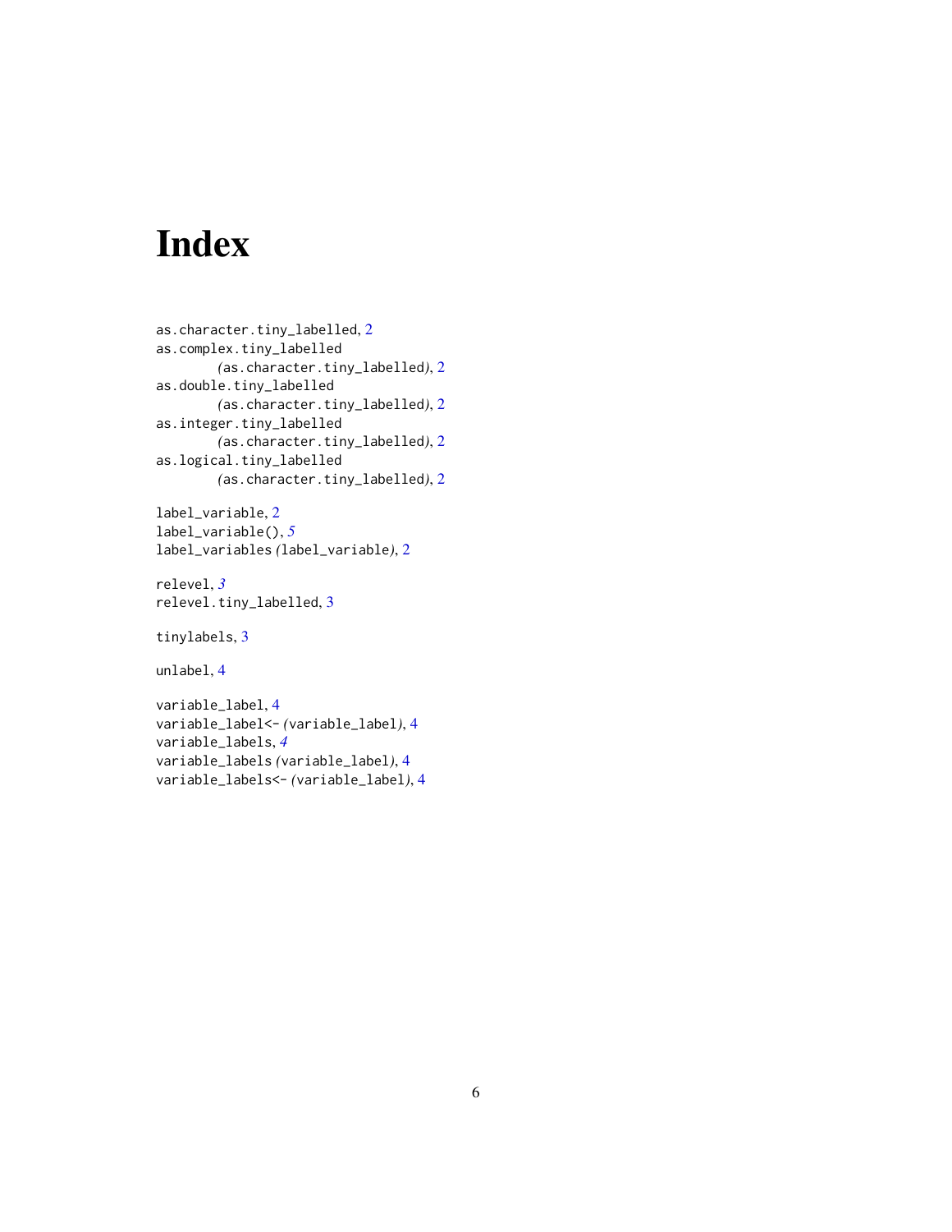# Index

as.character.tiny_labelled, 2
as.complex.tiny_labelled (as.character.tiny_labelled), 2
as.double.tiny_labelled (as.character.tiny_labelled), 2
as.integer.tiny_labelled (as.character.tiny_labelled), 2
as.logical.tiny_labelled (as.character.tiny_labelled), 2

label_variable, 2
label_variable(), *5*
label_variables (label_variable), 2

relevel, *3*
relevel.tiny_labelled, 3

tinylabels, 3

unlabel, 4

variable_label, 4
variable_label<- (variable_label), 4
variable_labels, *4*
variable_labels (variable_label), 4
variable_labels<- (variable_label), 4